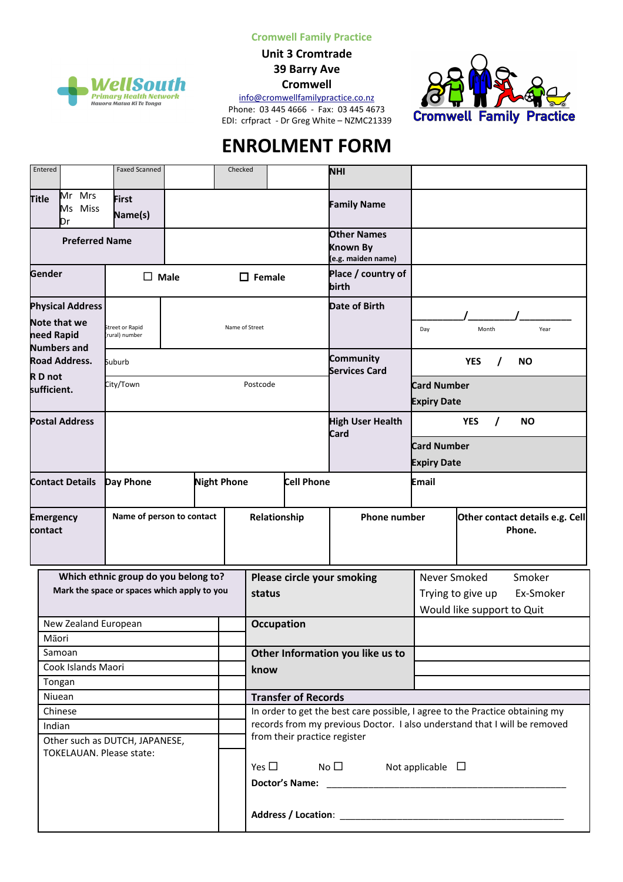Cromwell Family Practice

**Unit 3 Cromtrade**
**39 Barry Ave**
**Cromwell**

info@cromwellfamilypractice.co.nz
Phone: 03 445 4666 - Fax: 03 445 4673
EDI: crfpract - Dr Greg White – NZMC21339

# ENROLMENT FORM

| Entered | | Faxed Scanned | | Checked | | NHI | |
|---|---|---|---|---|---|---|---|
| **Title** | Mr Mrs Ms Miss Dr | **First Name(s)** | | | | **Family Name** | |
| **Preferred Name** | | | | | | **Other Names Known By** (e.g. maiden name) | |
| **Gender** | ☐ **Male** | | ☐ **Female** | | | **Place / country of birth** | |
| **Physical Address** Note that we need Rapid Numbers and Road Address. R D not sufficient. | Street or Rapid (rural) number | Name of Street | | | | **Date of Birth** | ______/______/______ Day Month Year |
| | Suburb | | | | | **Community Services Card** | **YES / NO** |
| | City/Town | | Postcode | | | | **Card Number** **Expiry Date** |
| **Postal Address** | | | | | | **High User Health Card** | **YES / NO** **Card Number** **Expiry Date** |
| **Contact Details** | **Day Phone** | | **Night Phone** | **Cell Phone** | | **Email** | |
| **Emergency contact** | **Name of person to contact** | | **Relationship** | | **Phone number** | | **Other contact details e.g. Cell Phone.** |

| **Which ethnic group do you belong to?** Mark the space or spaces which apply to you | | **Please circle your smoking status** | Never Smoked Smoker Trying to give up Ex-Smoker Would like support to Quit |
|---|---|---|---|
| New Zealand European | | **Occupation** | |
| Māori | | | |
| Samoan | | **Other Information you like us to know** | |
| Cook Islands Maori | | | |
| Tongan | | | |
| Niuean | | **Transfer of Records** | |
| Chinese | | In order to get the best care possible, I agree to the Practice obtaining my records from my previous Doctor. I also understand that I will be removed from their practice register | |
| Indian | | | |
| Other such as DUTCH, JAPANESE, TOKELAUAN. Please state: | | Yes ☐ No ☐ Not applicable ☐ **Doctor's Name:** ______________________ **Address / Location:** ______________________ | |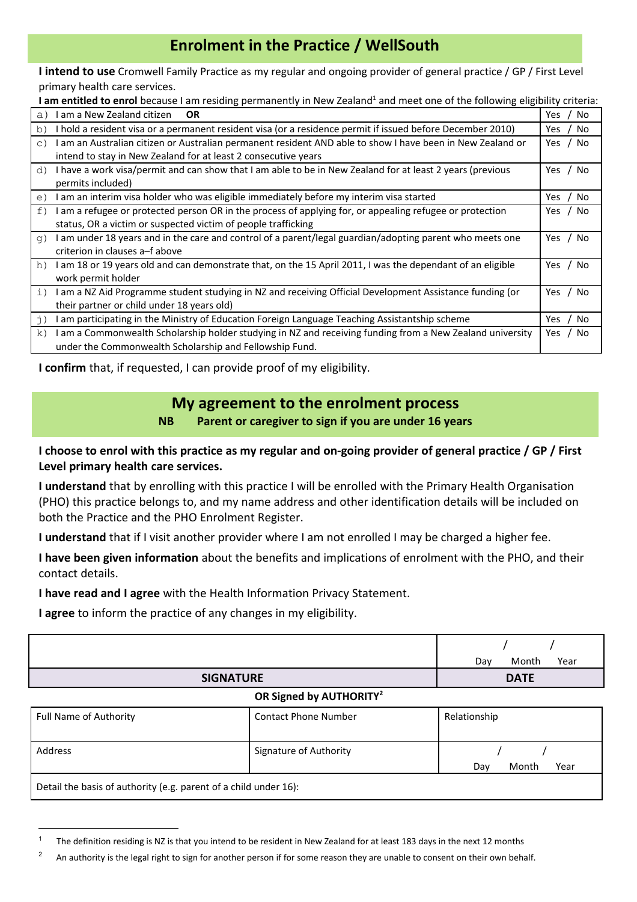## Enrolment in the Practice / WellSouth

**I intend to use** Cromwell Family Practice as my regular and ongoing provider of general practice / GP / First Level primary health care services.

**I am entitled to enrol** because I am residing permanently in New Zealand[1] and meet one of the following eligibility criteria:

| | |
|---|---|
| a) I am a New Zealand citizen **OR** | Yes / No |
| b) I hold a resident visa or a permanent resident visa (or a residence permit if issued before December 2010) | Yes / No |
| c) I am an Australian citizen or Australian permanent resident AND able to show I have been in New Zealand or intend to stay in New Zealand for at least 2 consecutive years | Yes / No |
| d) I have a work visa/permit and can show that I am able to be in New Zealand for at least 2 years (previous permits included) | Yes / No |
| e) I am an interim visa holder who was eligible immediately before my interim visa started | Yes / No |
| f) I am a refugee or protected person OR in the process of applying for, or appealing refugee or protection status, OR a victim or suspected victim of people trafficking | Yes / No |
| g) I am under 18 years and in the care and control of a parent/legal guardian/adopting parent who meets one criterion in clauses a–f above | Yes / No |
| h) I am 18 or 19 years old and can demonstrate that, on the 15 April 2011, I was the dependant of an eligible work permit holder | Yes / No |
| i) I am a NZ Aid Programme student studying in NZ and receiving Official Development Assistance funding (or their partner or child under 18 years old) | Yes / No |
| j) I am participating in the Ministry of Education Foreign Language Teaching Assistantship scheme | Yes / No |
| k) I am a Commonwealth Scholarship holder studying in NZ and receiving funding from a New Zealand university under the Commonwealth Scholarship and Fellowship Fund. | Yes / No |

**I confirm** that, if requested, I can provide proof of my eligibility.

## My agreement to the enrolment process

**NB Parent or caregiver to sign if you are under 16 years**

**I choose to enrol with this practice as my regular and on-going provider of general practice / GP / First Level primary health care services.**

**I understand** that by enrolling with this practice I will be enrolled with the Primary Health Organisation (PHO) this practice belongs to, and my name address and other identification details will be included on both the Practice and the PHO Enrolment Register.

**I understand** that if I visit another provider where I am not enrolled I may be charged a higher fee.

**I have been given information** about the benefits and implications of enrolment with the PHO, and their contact details.

**I have read and I agree** with the Health Information Privacy Statement.

**I agree** to inform the practice of any changes in my eligibility.

| | / / <br> Day Month Year |
|---|---|
| **SIGNATURE** | **DATE** |

**OR Signed by AUTHORITY[2]**

| Full Name of Authority | Contact Phone Number | Relationship |
|---|---|---|
| Address | Signature of Authority | / / <br> Day Month Year |
| Detail the basis of authority (e.g. parent of a child under 16): | | |

[1] The definition residing is NZ is that you intend to be resident in New Zealand for at least 183 days in the next 12 months

[2] An authority is the legal right to sign for another person if for some reason they are unable to consent on their own behalf.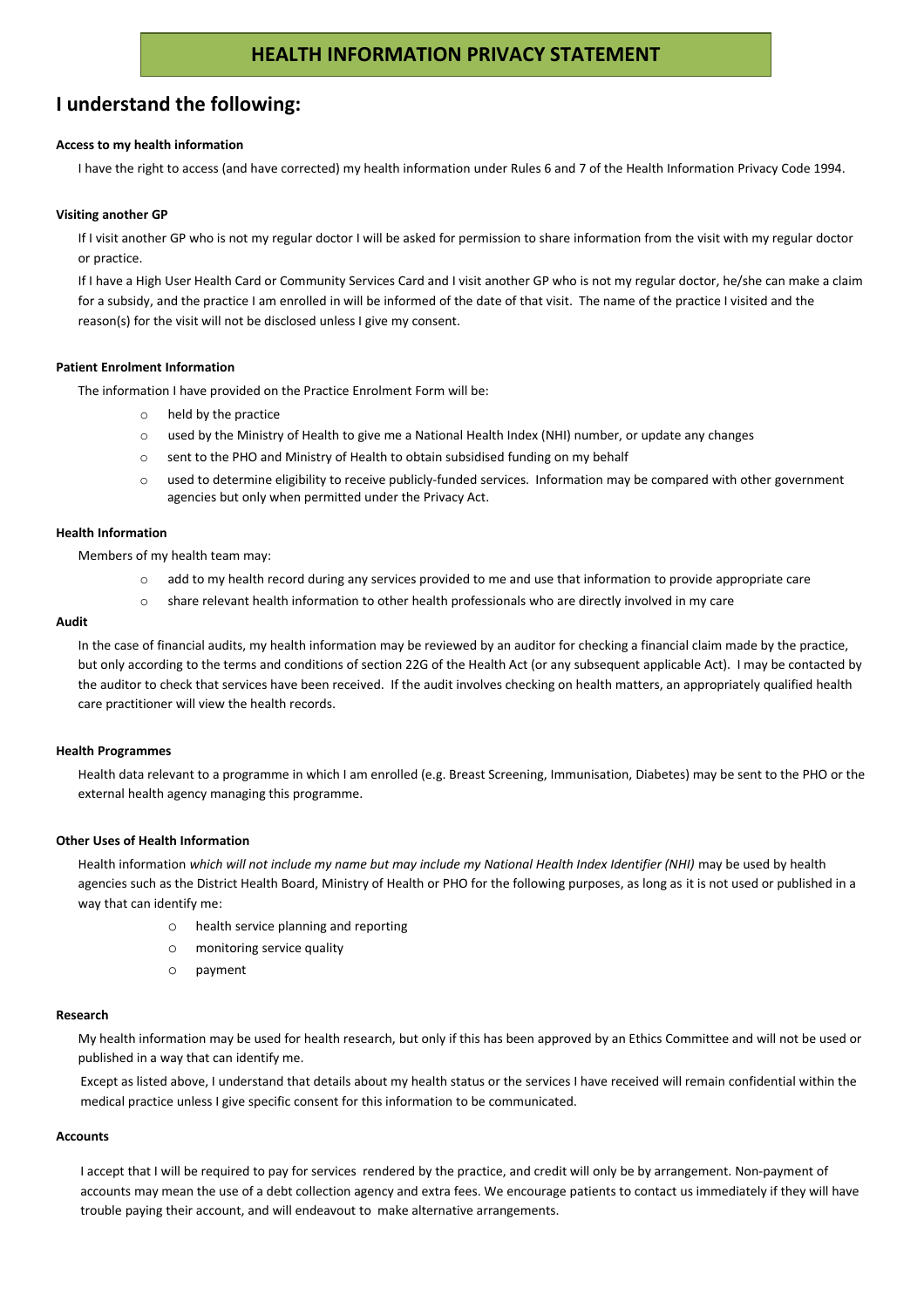# HEALTH INFORMATION PRIVACY STATEMENT

## I understand the following:

**Access to my health information**

I have the right to access (and have corrected) my health information under Rules 6 and 7 of the Health Information Privacy Code 1994.

**Visiting another GP**

If I visit another GP who is not my regular doctor I will be asked for permission to share information from the visit with my regular doctor or practice.

If I have a High User Health Card or Community Services Card and I visit another GP who is not my regular doctor, he/she can make a claim for a subsidy, and the practice I am enrolled in will be informed of the date of that visit. The name of the practice I visited and the reason(s) for the visit will not be disclosed unless I give my consent.

**Patient Enrolment Information**

The information I have provided on the Practice Enrolment Form will be:

- held by the practice
- used by the Ministry of Health to give me a National Health Index (NHI) number, or update any changes
- sent to the PHO and Ministry of Health to obtain subsidised funding on my behalf
- used to determine eligibility to receive publicly-funded services. Information may be compared with other government agencies but only when permitted under the Privacy Act.

**Health Information**

Members of my health team may:

- add to my health record during any services provided to me and use that information to provide appropriate care
- share relevant health information to other health professionals who are directly involved in my care

**Audit**

In the case of financial audits, my health information may be reviewed by an auditor for checking a financial claim made by the practice, but only according to the terms and conditions of section 22G of the Health Act (or any subsequent applicable Act). I may be contacted by the auditor to check that services have been received. If the audit involves checking on health matters, an appropriately qualified health care practitioner will view the health records.

**Health Programmes**

Health data relevant to a programme in which I am enrolled (e.g. Breast Screening, Immunisation, Diabetes) may be sent to the PHO or the external health agency managing this programme.

**Other Uses of Health Information**

Health information *which will not include my name but may include my National Health Index Identifier (NHI)* may be used by health agencies such as the District Health Board, Ministry of Health or PHO for the following purposes, as long as it is not used or published in a way that can identify me:

- health service planning and reporting
- monitoring service quality
- payment

**Research**

My health information may be used for health research, but only if this has been approved by an Ethics Committee and will not be used or published in a way that can identify me.

Except as listed above, I understand that details about my health status or the services I have received will remain confidential within the medical practice unless I give specific consent for this information to be communicated.

**Accounts**

I accept that I will be required to pay for services rendered by the practice, and credit will only be by arrangement. Non-payment of accounts may mean the use of a debt collection agency and extra fees. We encourage patients to contact us immediately if they will have trouble paying their account, and will endeavout to make alternative arrangements.